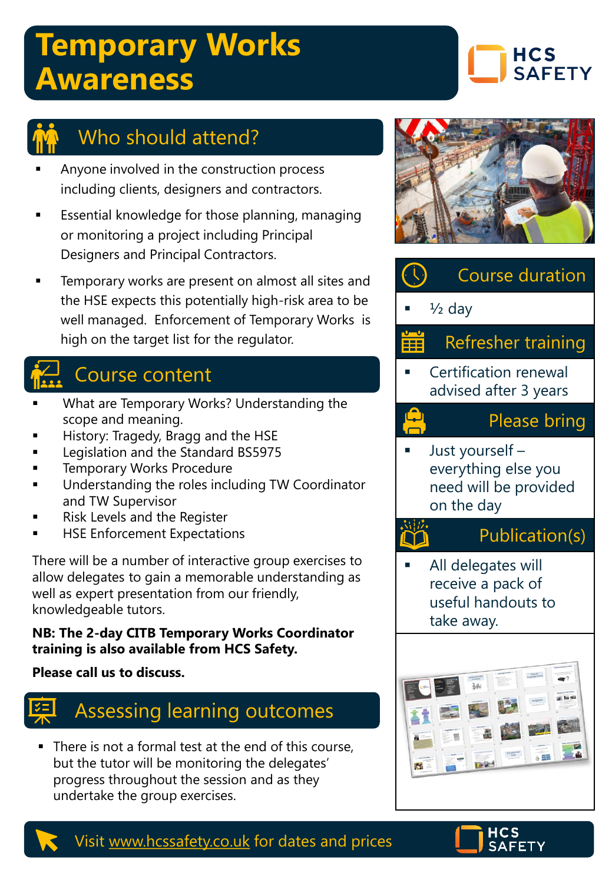# Temporary Works Awareness

HCS SAFETY

## Who should attend?

- Anyone involved in the construction process including clients, designers and contractors.
- Essential knowledge for those planning, managing or monitoring a project including Principal Designers and Principal Contractors.
- Temporary works are present on almost all sites and the HSE expects this potentially high-risk area to be well managed. Enforcement of Temporary Works is high on the target list for the regulator.

## Course content

- What are Temporary Works? Understanding the scope and meaning.
- History: Tragedy, Bragg and the HSE
- Legislation and the Standard BS5975
- Temporary Works Procedure
- Understanding the roles including TW Coordinator and TW Supervisor
- Risk Levels and the Register
- HSE Enforcement Expectations

There will be a number of interactive group exercises to allow delegates to gain a memorable understanding as well as expert presentation from our friendly, knowledgeable tutors.

**NB: The 2-day CITB Temporary Works Coordinator training is also available from HCS Safety.**

**Please call us to discuss.**

## Assessing learning outcomes

- There is not a formal test at the end of this course, but the tutor will be monitoring the delegates' progress throughout the session and as they undertake the group exercises.

## Course duration

- ½ day

## Refresher training

- Certification renewal advised after 3 years

## Please bring

- Just yourself – everything else you need will be provided on the day

## Publication(s)

- All delegates will receive a pack of useful handouts to take away.

Visit www.hcssafety.co.uk for dates and prices

HCS SAFETY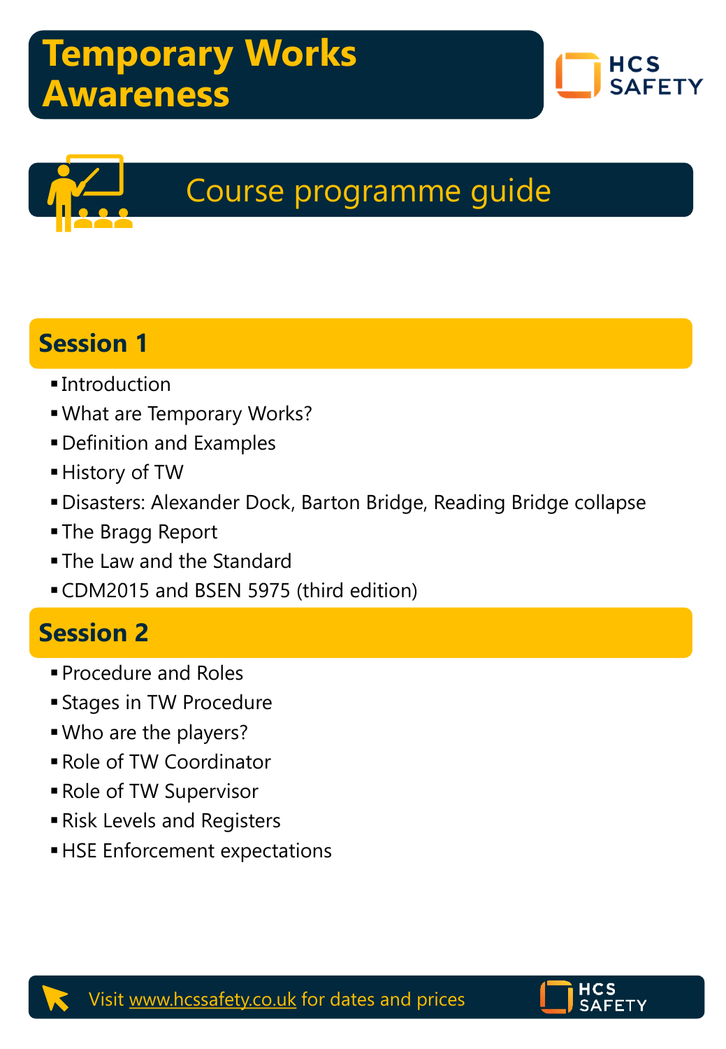# Temporary Works Awareness

HCS SAFETY

## Course programme guide

### Session 1

- Introduction
- What are Temporary Works?
- Definition and Examples
- History of TW
- Disasters: Alexander Dock, Barton Bridge, Reading Bridge collapse
- The Bragg Report
- The Law and the Standard
- CDM2015 and BSEN 5975 (third edition)

### Session 2

- Procedure and Roles
- Stages in TW Procedure
- Who are the players?
- Role of TW Coordinator
- Role of TW Supervisor
- Risk Levels and Registers
- HSE Enforcement expectations

Visit www.hcssafety.co.uk for dates and prices

HCS SAFETY